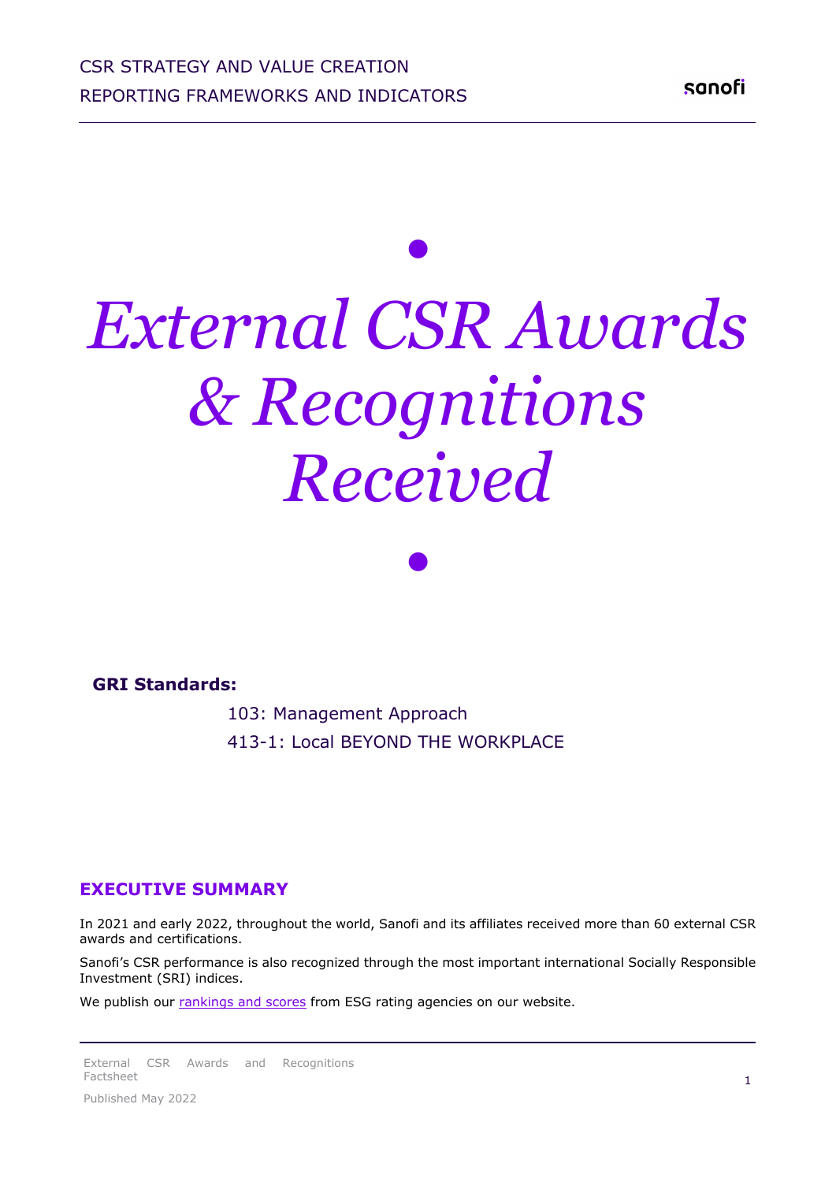# External CSR Awards & Recognitions Received

**GRI Standards:**

103: Management Approach

413-1: Local BEYOND THE WORKPLACE

## EXECUTIVE SUMMARY

In 2021 and early 2022, throughout the world, Sanofi and its affiliates received more than 60 external CSR awards and certifications.

Sanofi's CSR performance is also recognized through the most important international Socially Responsible Investment (SRI) indices.

We publish our rankings and scores from ESG rating agencies on our website.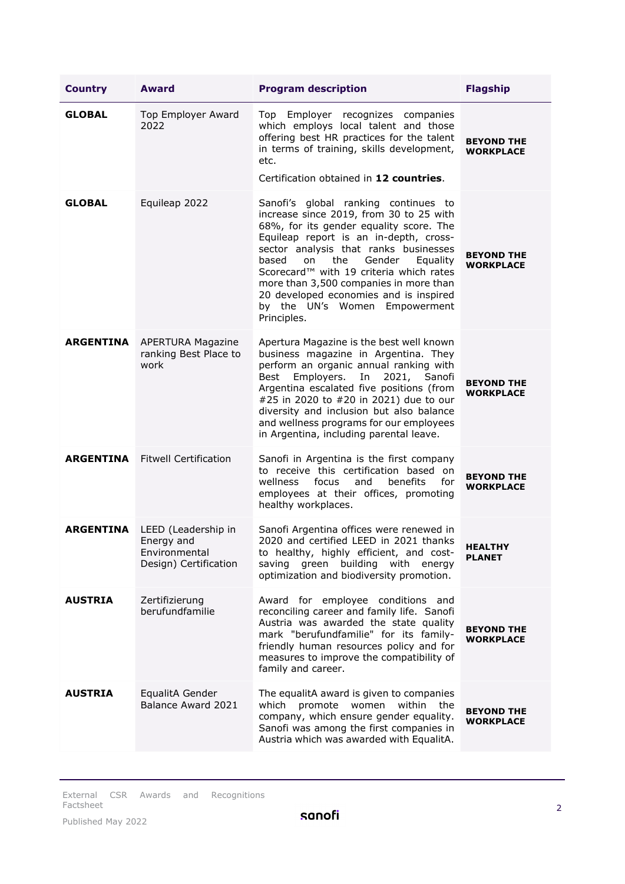| Country | Award | Program description | Flagship |
| --- | --- | --- | --- |
| **GLOBAL** | Top Employer Award 2022 | Top Employer recognizes companies which employs local talent and those offering best HR practices for the talent in terms of training, skills development, etc. Certification obtained in **12 countries**. | **BEYOND THE WORKPLACE** |
| **GLOBAL** | Equileap 2022 | Sanofi's global ranking continues to increase since 2019, from 30 to 25 with 68%, for its gender equality score. The Equileap report is an in-depth, cross-sector analysis that ranks businesses based on the Gender Equality Scorecard™ with 19 criteria which rates more than 3,500 companies in more than 20 developed economies and is inspired by the UN's Women Empowerment Principles. | **BEYOND THE WORKPLACE** |
| **ARGENTINA** | APERTURA Magazine ranking Best Place to work | Apertura Magazine is the best well known business magazine in Argentina. They perform an organic annual ranking with Best Employers. In 2021, Sanofi Argentina escalated five positions (from #25 in 2020 to #20 in 2021) due to our diversity and inclusion but also balance and wellness programs for our employees in Argentina, including parental leave. | **BEYOND THE WORKPLACE** |
| **ARGENTINA** | Fitwell Certification | Sanofi in Argentina is the first company to receive this certification based on wellness focus and benefits for employees at their offices, promoting healthy workplaces. | **BEYOND THE WORKPLACE** |
| **ARGENTINA** | LEED (Leadership in Energy and Environmental Design) Certification | Sanofi Argentina offices were renewed in 2020 and certified LEED in 2021 thanks to healthy, highly efficient, and cost-saving green building with energy optimization and biodiversity promotion. | **HEALTHY PLANET** |
| **AUSTRIA** | Zertifizierung berufundfamilie | Award for employee conditions and reconciling career and family life. Sanofi Austria was awarded the state quality mark "berufundfamilie" for its family-friendly human resources policy and for measures to improve the compatibility of family and career. | **BEYOND THE WORKPLACE** |
| **AUSTRIA** | EqualitA Gender Balance Award 2021 | The equalitA award is given to companies which promote women within the company, which ensure gender equality. Sanofi was among the first companies in Austria which was awarded with EqualitA. | **BEYOND THE WORKPLACE** |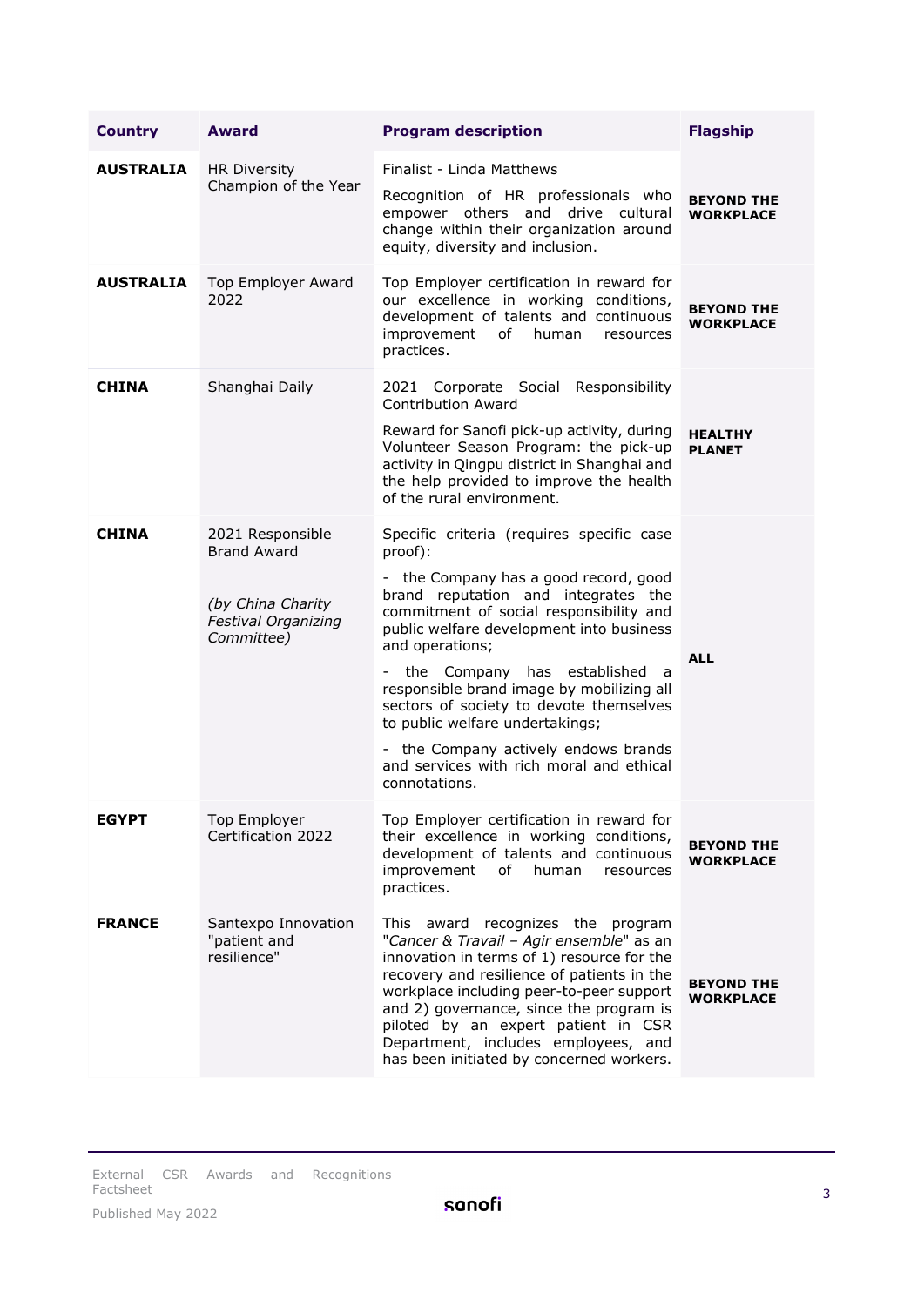| Country | Award | Program description | Flagship |
|---|---|---|---|
| **AUSTRALIA** | HR Diversity Champion of the Year | Finalist - Linda Matthews<br>Recognition of HR professionals who empower others and drive cultural change within their organization around equity, diversity and inclusion. | **BEYOND THE WORKPLACE** |
| **AUSTRALIA** | Top Employer Award 2022 | Top Employer certification in reward for our excellence in working conditions, development of talents and continuous improvement of human resources practices. | **BEYOND THE WORKPLACE** |
| **CHINA** | Shanghai Daily | 2021 Corporate Social Responsibility Contribution Award<br>Reward for Sanofi pick-up activity, during Volunteer Season Program: the pick-up activity in Qingpu district in Shanghai and the help provided to improve the health of the rural environment. | **HEALTHY PLANET** |
| **CHINA** | 2021 Responsible Brand Award<br>*(by China Charity Festival Organizing Committee)* | Specific criteria (requires specific case proof):<br>- the Company has a good record, good brand reputation and integrates the commitment of social responsibility and public welfare development into business and operations;<br>- the Company has established a responsible brand image by mobilizing all sectors of society to devote themselves to public welfare undertakings;<br>- the Company actively endows brands and services with rich moral and ethical connotations. | **ALL** |
| **EGYPT** | Top Employer Certification 2022 | Top Employer certification in reward for their excellence in working conditions, development of talents and continuous improvement of human resources practices. | **BEYOND THE WORKPLACE** |
| **FRANCE** | Santexpo Innovation "patient and resilience" | This award recognizes the program "*Cancer & Travail – Agir ensemble*" as an innovation in terms of 1) resource for the recovery and resilience of patients in the workplace including peer-to-peer support and 2) governance, since the program is piloted by an expert patient in CSR Department, includes employees, and has been initiated by concerned workers. | **BEYOND THE WORKPLACE** |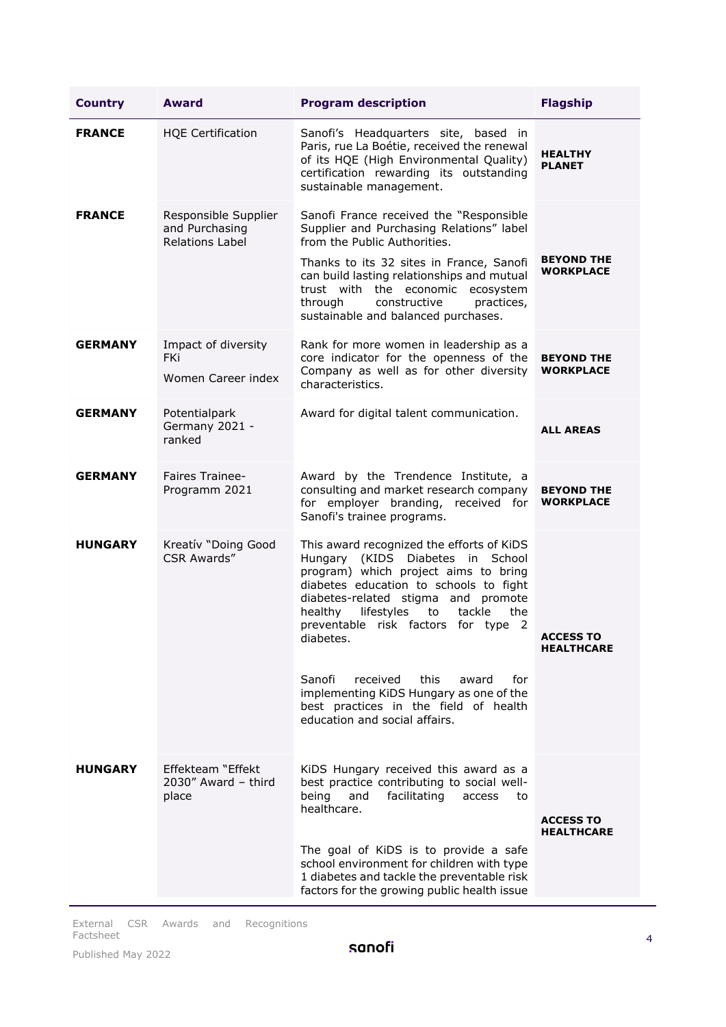| Country | Award | Program description | Flagship |
|---|---|---|---|
| **FRANCE** | HQE Certification | Sanofi's Headquarters site, based in Paris, rue La Boétie, received the renewal of its HQE (High Environmental Quality) certification rewarding its outstanding sustainable management. | **HEALTHY PLANET** |
| **FRANCE** | Responsible Supplier and Purchasing Relations Label | Sanofi France received the "Responsible Supplier and Purchasing Relations" label from the Public Authorities. Thanks to its 32 sites in France, Sanofi can build lasting relationships and mutual trust with the economic ecosystem through constructive practices, sustainable and balanced purchases. | **BEYOND THE WORKPLACE** |
| **GERMANY** | Impact of diversity FKi<br>Women Career index | Rank for more women in leadership as a core indicator for the openness of the Company as well as for other diversity characteristics. | **BEYOND THE WORKPLACE** |
| **GERMANY** | Potentialpark Germany 2021 - ranked | Award for digital talent communication. | **ALL AREAS** |
| **GERMANY** | Faires Trainee-Programm 2021 | Award by the Trendence Institute, a consulting and market research company for employer branding, received for Sanofi's trainee programs. | **BEYOND THE WORKPLACE** |
| **HUNGARY** | Kreatív "Doing Good CSR Awards" | This award recognized the efforts of KiDS Hungary (KIDS Diabetes in School program) which project aims to bring diabetes education to schools to fight diabetes-related stigma and promote healthy lifestyles to tackle the preventable risk factors for type 2 diabetes.<br><br>Sanofi received this award for implementing KiDS Hungary as one of the best practices in the field of health education and social affairs. | **ACCESS TO HEALTHCARE** |
| **HUNGARY** | Effekteam "Effekt 2030" Award – third place | KiDS Hungary received this award as a best practice contributing to social well-being and facilitating access to healthcare.<br><br>The goal of KiDS is to provide a safe school environment for children with type 1 diabetes and tackle the preventable risk factors for the growing public health issue | **ACCESS TO HEALTHCARE** |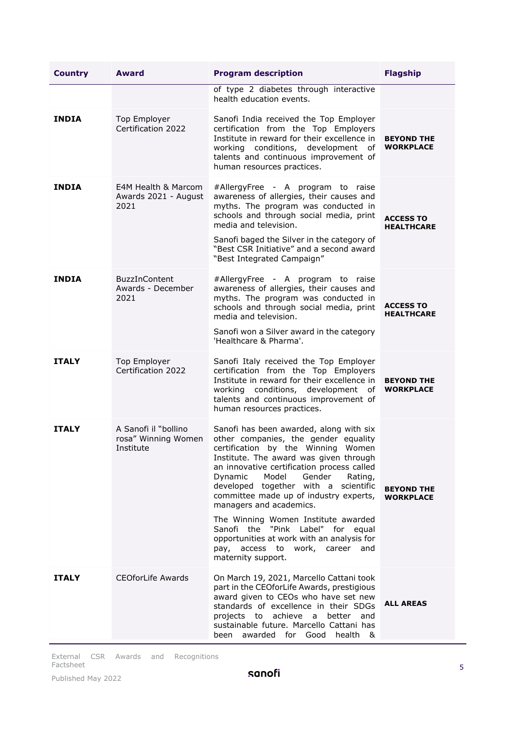| Country | Award | Program description | Flagship |
|---|---|---|---|
| | | of type 2 diabetes through interactive health education events. | |
| **INDIA** | Top Employer Certification 2022 | Sanofi India received the Top Employer certification from the Top Employers Institute in reward for their excellence in working conditions, development of talents and continuous improvement of human resources practices. | **BEYOND THE WORKPLACE** |
| **INDIA** | E4M Health & Marcom Awards 2021 - August 2021 | #AllergyFree - A program to raise awareness of allergies, their causes and myths. The program was conducted in schools and through social media, print media and television.<br><br>Sanofi baged the Silver in the category of "Best CSR Initiative" and a second award "Best Integrated Campaign" | **ACCESS TO HEALTHCARE** |
| **INDIA** | BuzzInContent Awards - December 2021 | #AllergyFree - A program to raise awareness of allergies, their causes and myths. The program was conducted in schools and through social media, print media and television.<br><br>Sanofi won a Silver award in the category 'Healthcare & Pharma'. | **ACCESS TO HEALTHCARE** |
| **ITALY** | Top Employer Certification 2022 | Sanofi Italy received the Top Employer certification from the Top Employers Institute in reward for their excellence in working conditions, development of talents and continuous improvement of human resources practices. | **BEYOND THE WORKPLACE** |
| **ITALY** | A Sanofi il "bollino rosa" Winning Women Institute | Sanofi has been awarded, along with six other companies, the gender equality certification by the Winning Women Institute. The award was given through an innovative certification process called Dynamic Model Gender Rating, developed together with a scientific committee made up of industry experts, managers and academics.<br><br>The Winning Women Institute awarded Sanofi the "Pink Label" for equal opportunities at work with an analysis for pay, access to work, career and maternity support. | **BEYOND THE WORKPLACE** |
| **ITALY** | CEOforLife Awards | On March 19, 2021, Marcello Cattani took part in the CEOforLife Awards, prestigious award given to CEOs who have set new standards of excellence in their SDGs projects to achieve a better and sustainable future. Marcello Cattani has been awarded for Good health & | **ALL AREAS** |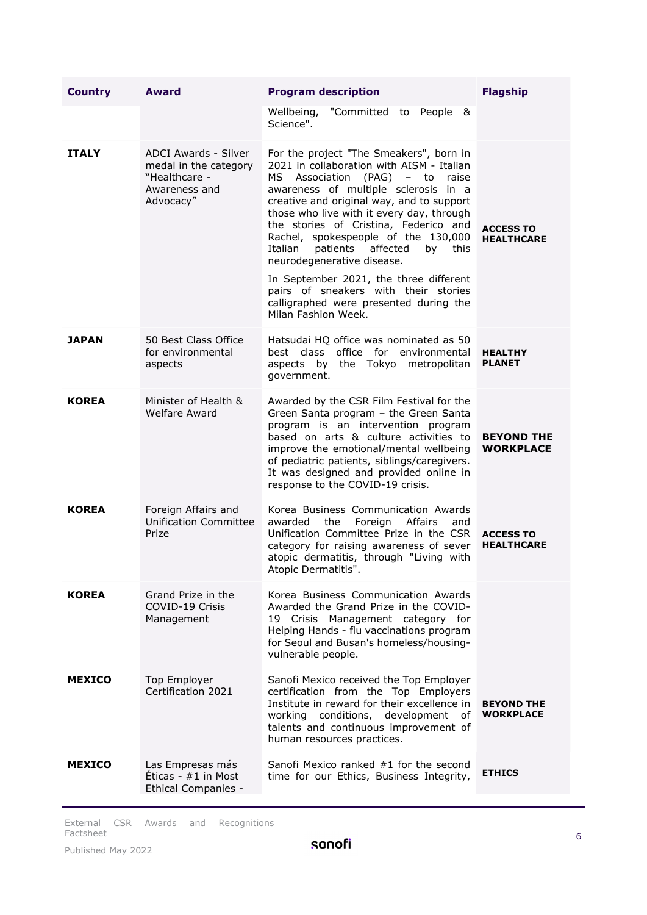| Country | Award | Program description | Flagship |
|---|---|---|---|
| | | Wellbeing, "Committed to People & Science". | |
| **ITALY** | ADCI Awards - Silver medal in the category "Healthcare - Awareness and Advocacy" | For the project "The Smeakers", born in 2021 in collaboration with AISM - Italian MS Association (PAG) – to raise awareness of multiple sclerosis in a creative and original way, and to support those who live with it every day, through the stories of Cristina, Federico and Rachel, spokespeople of the 130,000 Italian patients affected by this neurodegenerative disease.<br><br>In September 2021, the three different pairs of sneakers with their stories calligraphed were presented during the Milan Fashion Week. | **ACCESS TO HEALTHCARE** |
| **JAPAN** | 50 Best Class Office for environmental aspects | Hatsudai HQ office was nominated as 50 best class office for environmental aspects by the Tokyo metropolitan government. | **HEALTHY PLANET** |
| **KOREA** | Minister of Health & Welfare Award | Awarded by the CSR Film Festival for the Green Santa program – the Green Santa program is an intervention program based on arts & culture activities to improve the emotional/mental wellbeing of pediatric patients, siblings/caregivers. It was designed and provided online in response to the COVID-19 crisis. | **BEYOND THE WORKPLACE** |
| **KOREA** | Foreign Affairs and Unification Committee Prize | Korea Business Communication Awards awarded the Foreign Affairs and Unification Committee Prize in the CSR category for raising awareness of sever atopic dermatitis, through "Living with Atopic Dermatitis". | **ACCESS TO HEALTHCARE** |
| **KOREA** | Grand Prize in the COVID-19 Crisis Management | Korea Business Communication Awards Awarded the Grand Prize in the COVID-19 Crisis Management category for Helping Hands - flu vaccinations program for Seoul and Busan's homeless/housing-vulnerable people. | |
| **MEXICO** | Top Employer Certification 2021 | Sanofi Mexico received the Top Employer certification from the Top Employers Institute in reward for their excellence in working conditions, development of talents and continuous improvement of human resources practices. | **BEYOND THE WORKPLACE** |
| **MEXICO** | Las Empresas más Éticas - #1 in Most Ethical Companies - | Sanofi Mexico ranked #1 for the second time for our Ethics, Business Integrity, | **ETHICS** |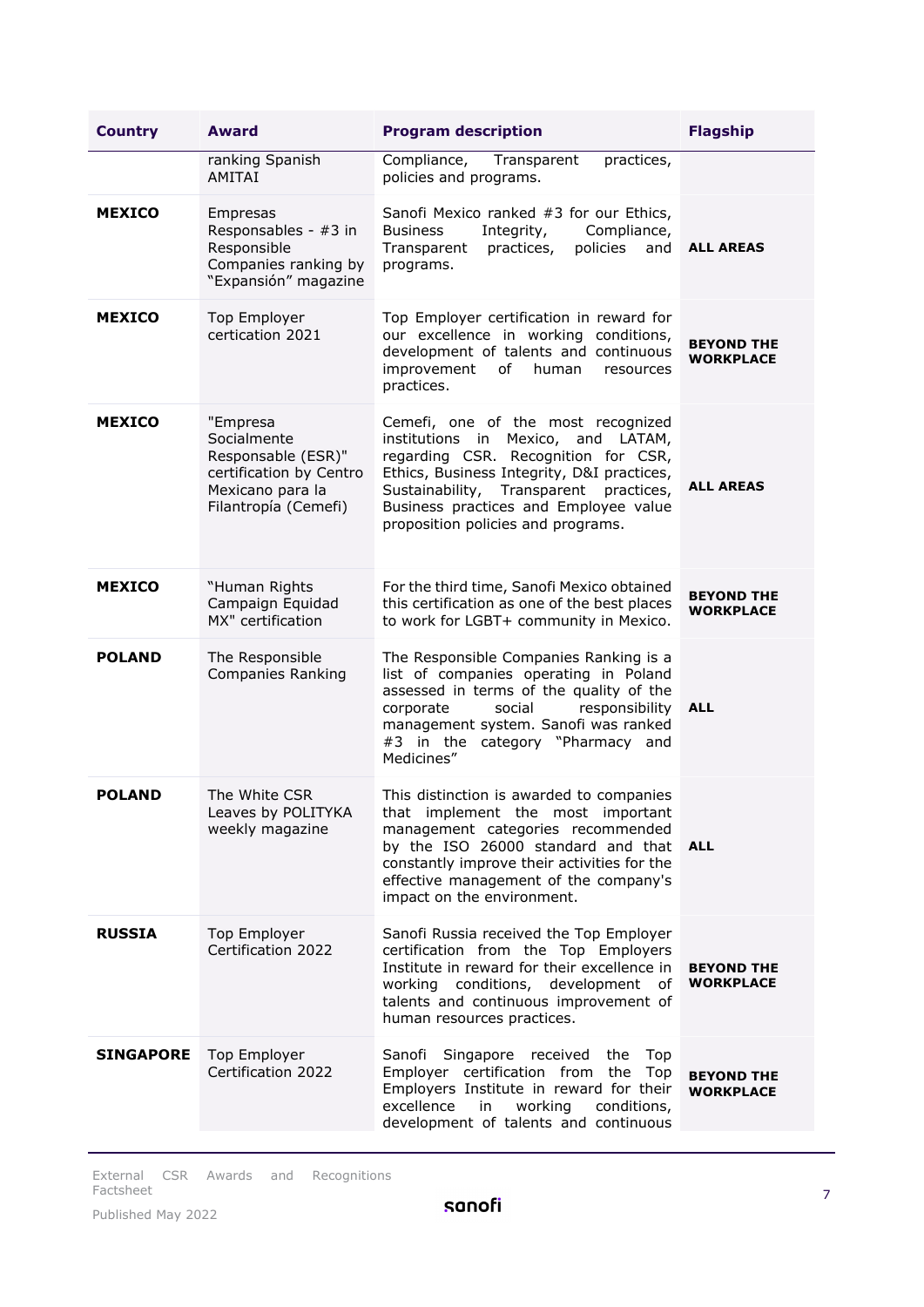| Country | Award | Program description | Flagship |
|---|---|---|---|
| | ranking Spanish AMITAI | Compliance, Transparent practices, policies and programs. | |
| **MEXICO** | Empresas Responsables - #3 in Responsible Companies ranking by "Expansión" magazine | Sanofi Mexico ranked #3 for our Ethics, Business Integrity, Compliance, Transparent practices, policies and programs. | **ALL AREAS** |
| **MEXICO** | Top Employer certication 2021 | Top Employer certification in reward for our excellence in working conditions, development of talents and continuous improvement of human resources practices. | **BEYOND THE WORKPLACE** |
| **MEXICO** | "Empresa Socialmente Responsable (ESR)" certification by Centro Mexicano para la Filantropía (Cemefi) | Cemefi, one of the most recognized institutions in Mexico, and LATAM, regarding CSR. Recognition for CSR, Ethics, Business Integrity, D&I practices, Sustainability, Transparent practices, Business practices and Employee value proposition policies and programs. | **ALL AREAS** |
| **MEXICO** | "Human Rights Campaign Equidad MX" certification | For the third time, Sanofi Mexico obtained this certification as one of the best places to work for LGBT+ community in Mexico. | **BEYOND THE WORKPLACE** |
| **POLAND** | The Responsible Companies Ranking | The Responsible Companies Ranking is a list of companies operating in Poland assessed in terms of the quality of the corporate social responsibility management system. Sanofi was ranked #3 in the category "Pharmacy and Medicines" | **ALL** |
| **POLAND** | The White CSR Leaves by POLITYKA weekly magazine | This distinction is awarded to companies that implement the most important management categories recommended by the ISO 26000 standard and that constantly improve their activities for the effective management of the company's impact on the environment. | **ALL** |
| **RUSSIA** | Top Employer Certification 2022 | Sanofi Russia received the Top Employer certification from the Top Employers Institute in reward for their excellence in working conditions, development of talents and continuous improvement of human resources practices. | **BEYOND THE WORKPLACE** |
| **SINGAPORE** | Top Employer Certification 2022 | Sanofi Singapore received the Top Employer certification from the Top Employers Institute in reward for their excellence in working conditions, development of talents and continuous | **BEYOND THE WORKPLACE** |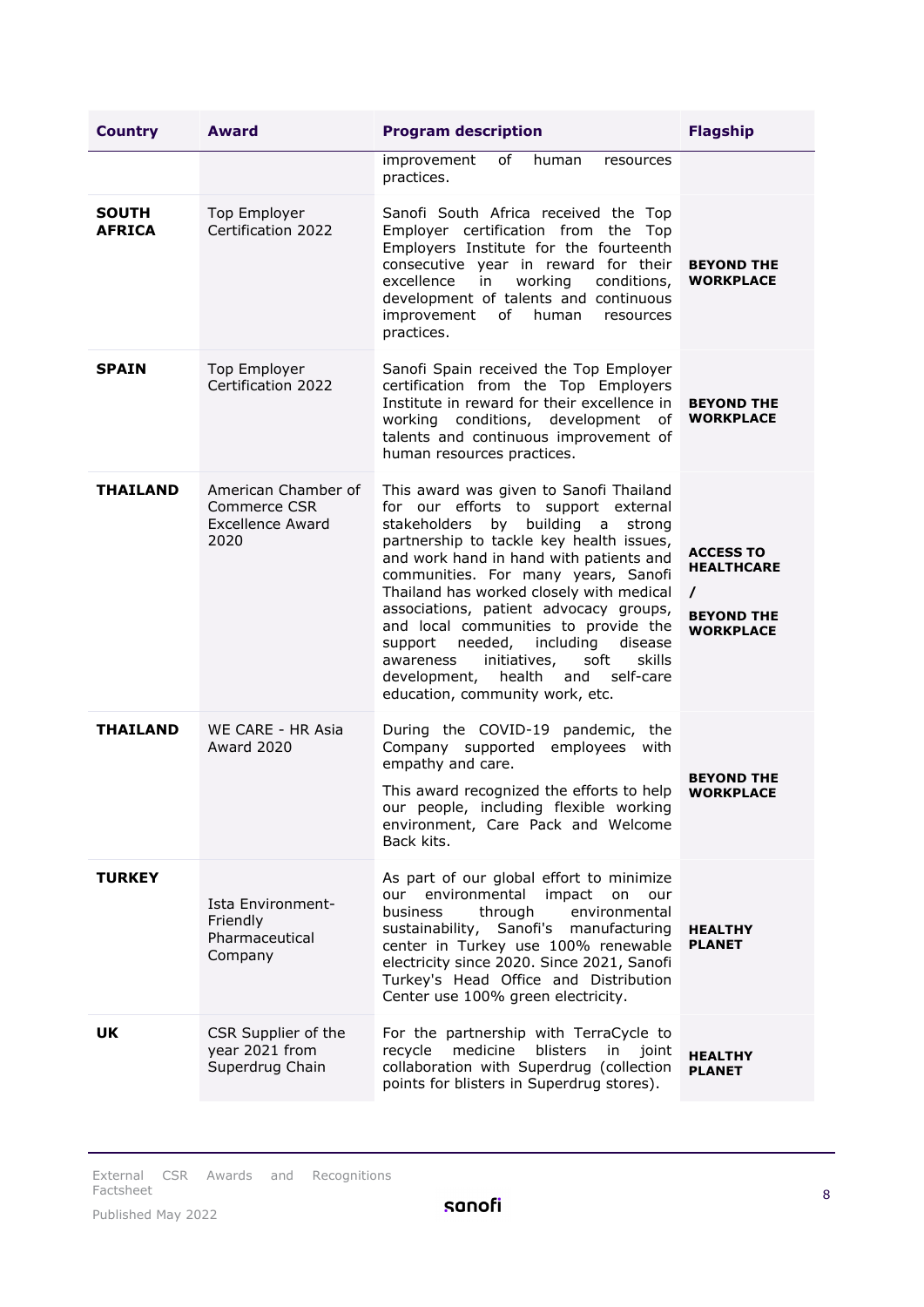| Country | Award | Program description | Flagship |
|---|---|---|---|
| | | improvement of human resources practices. | |
| **SOUTH AFRICA** | Top Employer Certification 2022 | Sanofi South Africa received the Top Employer certification from the Top Employers Institute for the fourteenth consecutive year in reward for their excellence in working conditions, development of talents and continuous improvement of human resources practices. | **BEYOND THE WORKPLACE** |
| **SPAIN** | Top Employer Certification 2022 | Sanofi Spain received the Top Employer certification from the Top Employers Institute in reward for their excellence in working conditions, development of talents and continuous improvement of human resources practices. | **BEYOND THE WORKPLACE** |
| **THAILAND** | American Chamber of Commerce CSR Excellence Award 2020 | This award was given to Sanofi Thailand for our efforts to support external stakeholders by building a strong partnership to tackle key health issues, and work hand in hand with patients and communities. For many years, Sanofi Thailand has worked closely with medical associations, patient advocacy groups, and local communities to provide the support needed, including disease awareness initiatives, soft skills development, health and self-care education, community work, etc. | **ACCESS TO HEALTHCARE / BEYOND THE WORKPLACE** |
| **THAILAND** | WE CARE - HR Asia Award 2020 | During the COVID-19 pandemic, the Company supported employees with empathy and care. This award recognized the efforts to help our people, including flexible working environment, Care Pack and Welcome Back kits. | **BEYOND THE WORKPLACE** |
| **TURKEY** | Ista Environment-Friendly Pharmaceutical Company | As part of our global effort to minimize our environmental impact on our business through environmental sustainability, Sanofi's manufacturing center in Turkey use 100% renewable electricity since 2020. Since 2021, Sanofi Turkey's Head Office and Distribution Center use 100% green electricity. | **HEALTHY PLANET** |
| **UK** | CSR Supplier of the year 2021 from Superdrug Chain | For the partnership with TerraCycle to recycle medicine blisters in joint collaboration with Superdrug (collection points for blisters in Superdrug stores). | **HEALTHY PLANET** |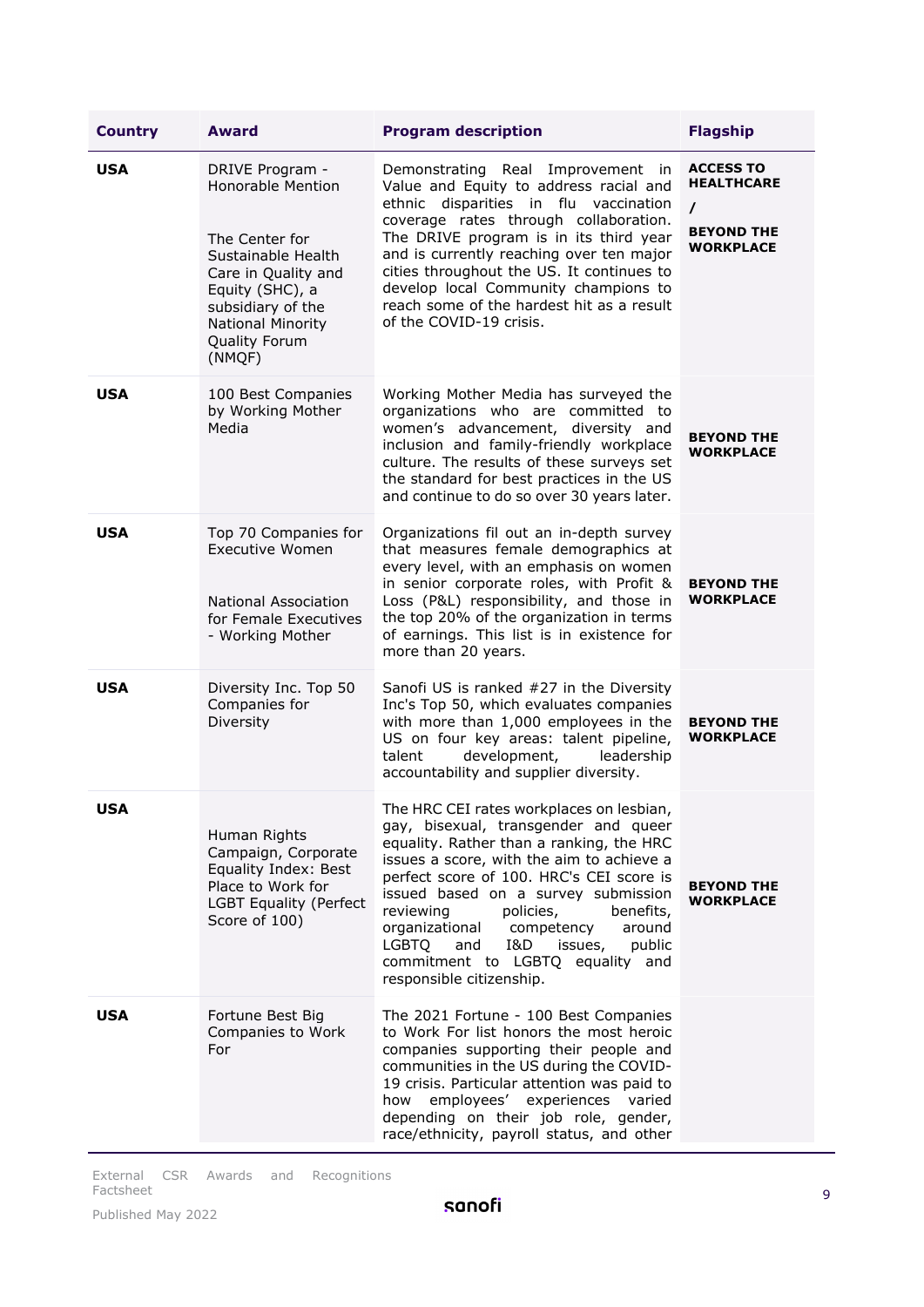| Country | Award | Program description | Flagship |
|---|---|---|---|
| USA | DRIVE Program - Honorable Mention<br><br>The Center for Sustainable Health Care in Quality and Equity (SHC), a subsidiary of the National Minority Quality Forum (NMQF) | Demonstrating Real Improvement in Value and Equity to address racial and ethnic disparities in flu vaccination coverage rates through collaboration. The DRIVE program is in its third year and is currently reaching over ten major cities throughout the US. It continues to develop local Community champions to reach some of the hardest hit as a result of the COVID-19 crisis. | **ACCESS TO HEALTHCARE / BEYOND THE WORKPLACE** |
| USA | 100 Best Companies by Working Mother Media | Working Mother Media has surveyed the organizations who are committed to women's advancement, diversity and inclusion and family-friendly workplace culture. The results of these surveys set the standard for best practices in the US and continue to do so over 30 years later. | **BEYOND THE WORKPLACE** |
| USA | Top 70 Companies for Executive Women<br><br>National Association for Female Executives - Working Mother | Organizations fil out an in-depth survey that measures female demographics at every level, with an emphasis on women in senior corporate roles, with Profit & Loss (P&L) responsibility, and those in the top 20% of the organization in terms of earnings. This list is in existence for more than 20 years. | **BEYOND THE WORKPLACE** |
| USA | Diversity Inc. Top 50 Companies for Diversity | Sanofi US is ranked #27 in the Diversity Inc's Top 50, which evaluates companies with more than 1,000 employees in the US on four key areas: talent pipeline, talent development, leadership accountability and supplier diversity. | **BEYOND THE WORKPLACE** |
| USA | Human Rights Campaign, Corporate Equality Index: Best Place to Work for LGBT Equality (Perfect Score of 100) | The HRC CEI rates workplaces on lesbian, gay, bisexual, transgender and queer equality. Rather than a ranking, the HRC issues a score, with the aim to achieve a perfect score of 100. HRC's CEI score is issued based on a survey submission reviewing policies, benefits, organizational competency around LGBTQ and I&D issues, public commitment to LGBTQ equality and responsible citizenship. | **BEYOND THE WORKPLACE** |
| USA | Fortune Best Big Companies to Work For | The 2021 Fortune - 100 Best Companies to Work For list honors the most heroic companies supporting their people and communities in the US during the COVID-19 crisis. Particular attention was paid to how employees' experiences varied depending on their job role, gender, race/ethnicity, payroll status, and other | |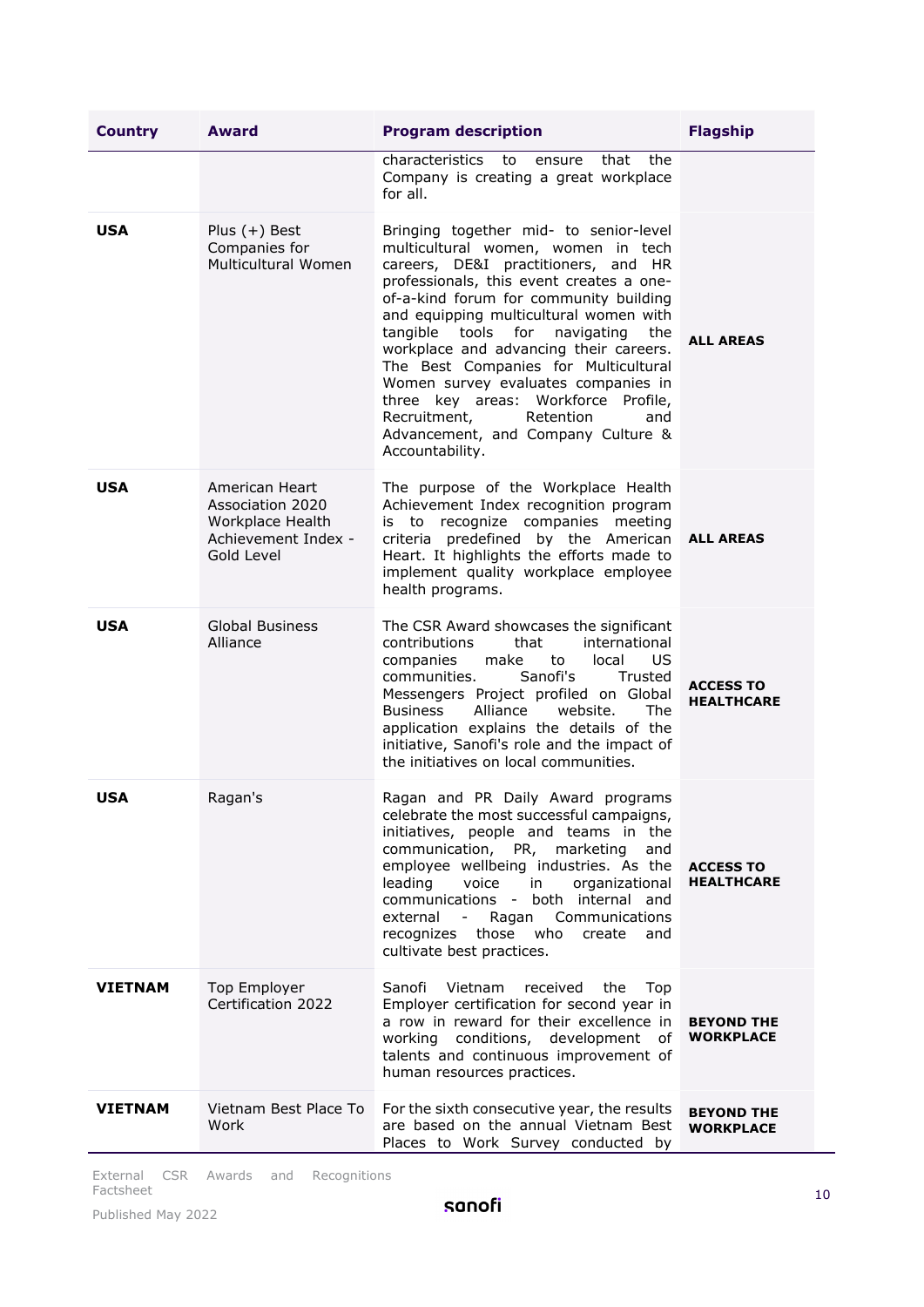| Country | Award | Program description | Flagship |
|---|---|---|---|
| | | characteristics to ensure that the Company is creating a great workplace for all. | |
| **USA** | Plus (+) Best Companies for Multicultural Women | Bringing together mid- to senior-level multicultural women, women in tech careers, DE&I practitioners, and HR professionals, this event creates a one-of-a-kind forum for community building and equipping multicultural women with tangible tools for navigating the workplace and advancing their careers. The Best Companies for Multicultural Women survey evaluates companies in three key areas: Workforce Profile, Recruitment, Retention and Advancement, and Company Culture & Accountability. | **ALL AREAS** |
| **USA** | American Heart Association 2020 Workplace Health Achievement Index - Gold Level | The purpose of the Workplace Health Achievement Index recognition program is to recognize companies meeting criteria predefined by the American Heart. It highlights the efforts made to implement quality workplace employee health programs. | **ALL AREAS** |
| **USA** | Global Business Alliance | The CSR Award showcases the significant contributions that international companies make to local US communities. Sanofi's Trusted Messengers Project profiled on Global Business Alliance website. The application explains the details of the initiative, Sanofi's role and the impact of the initiatives on local communities. | **ACCESS TO HEALTHCARE** |
| **USA** | Ragan's | Ragan and PR Daily Award programs celebrate the most successful campaigns, initiatives, people and teams in the communication, PR, marketing and employee wellbeing industries. As the leading voice in organizational communications - both internal and external - Ragan Communications recognizes those who create and cultivate best practices. | **ACCESS TO HEALTHCARE** |
| **VIETNAM** | Top Employer Certification 2022 | Sanofi Vietnam received the Top Employer certification for second year in a row in reward for their excellence in working conditions, development of talents and continuous improvement of human resources practices. | **BEYOND THE WORKPLACE** |
| **VIETNAM** | Vietnam Best Place To Work | For the sixth consecutive year, the results are based on the annual Vietnam Best Places to Work Survey conducted by | **BEYOND THE WORKPLACE** |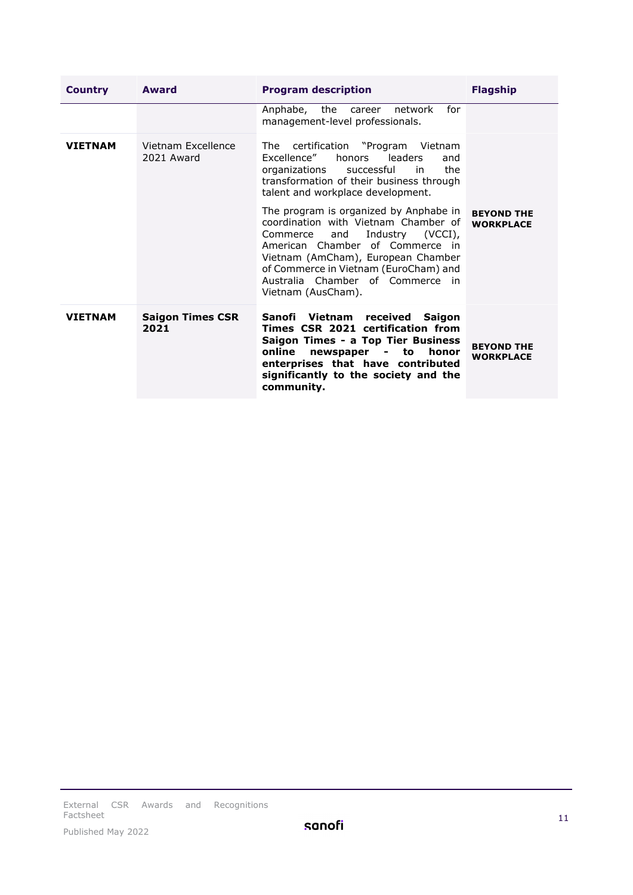| Country | Award | Program description | Flagship |
|---|---|---|---|
| | | Anphabe, the career network for management-level professionals. | |
| **VIETNAM** | Vietnam Excellence 2021 Award | The certification "Program Vietnam Excellence" honors leaders and organizations successful in the transformation of their business through talent and workplace development.<br><br>The program is organized by Anphabe in coordination with Vietnam Chamber of Commerce and Industry (VCCI), American Chamber of Commerce in Vietnam (AmCham), European Chamber of Commerce in Vietnam (EuroCham) and Australia Chamber of Commerce in Vietnam (AusCham). | **BEYOND THE WORKPLACE** |
| **VIETNAM** | **Saigon Times CSR 2021** | **Sanofi Vietnam received Saigon Times CSR 2021 certification from Saigon Times - a Top Tier Business online newspaper - to honor enterprises that have contributed significantly to the society and the community.** | **BEYOND THE WORKPLACE** |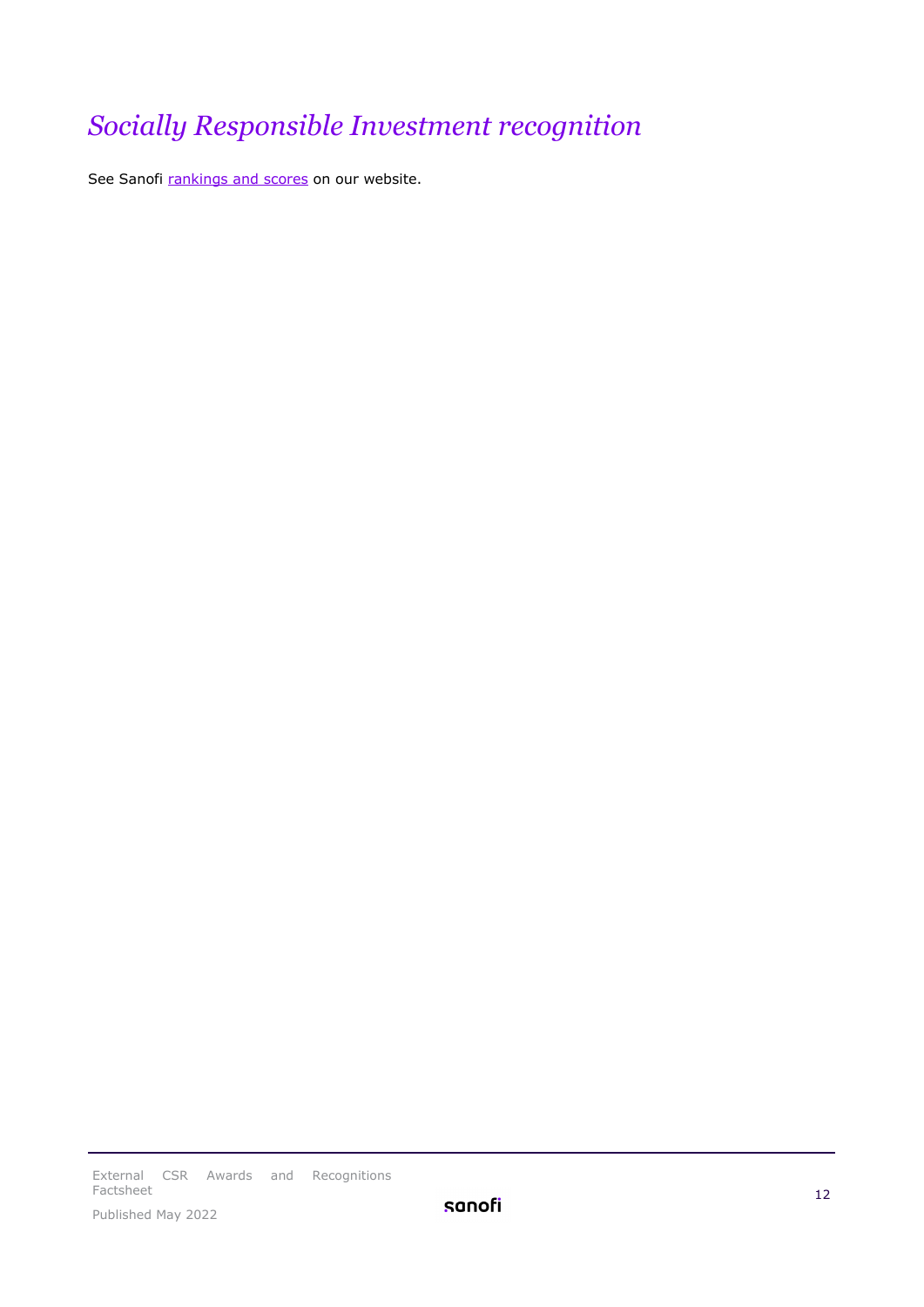# *Socially Responsible Investment recognition*

See Sanofi rankings and scores on our website.